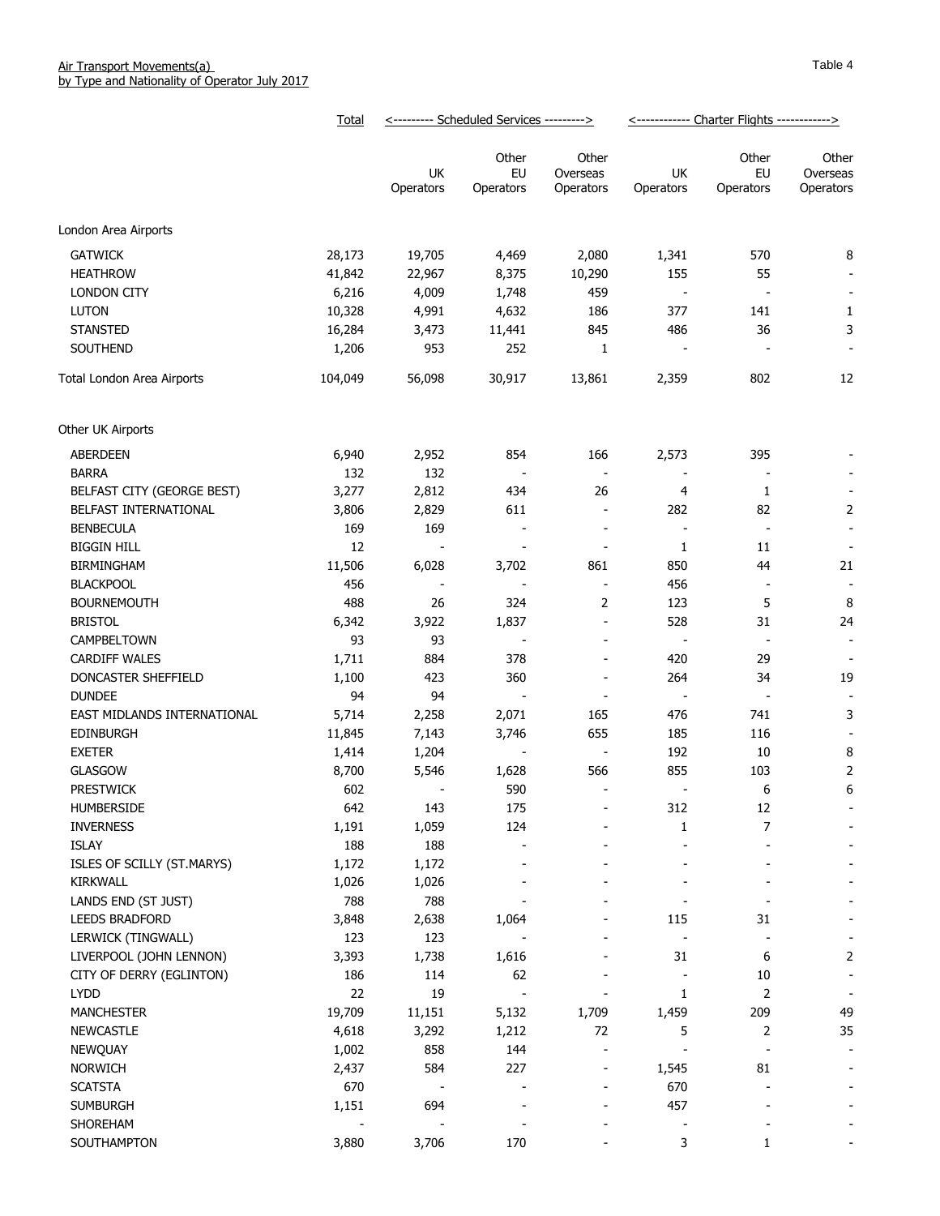Air Transport Movements(a)
by Type and Nationality of Operator July 2017

Table 4

| | Total | Scheduled Services | | | Charter Flights | | |
|---|---|---|---|---|---|---|---|
| | | UK Operators | Other EU Operators | Other Overseas Operators | UK Operators | Other EU Operators | Other Overseas Operators |
| **London Area Airports** | | | | | | | |
| GATWICK | 28,173 | 19,705 | 4,469 | 2,080 | 1,341 | 570 | 8 |
| HEATHROW | 41,842 | 22,967 | 8,375 | 10,290 | 155 | 55 | - |
| LONDON CITY | 6,216 | 4,009 | 1,748 | 459 | - | - | - |
| LUTON | 10,328 | 4,991 | 4,632 | 186 | 377 | 141 | 1 |
| STANSTED | 16,284 | 3,473 | 11,441 | 845 | 486 | 36 | 3 |
| SOUTHEND | 1,206 | 953 | 252 | 1 | - | - | - |
| Total London Area Airports | 104,049 | 56,098 | 30,917 | 13,861 | 2,359 | 802 | 12 |
| **Other UK Airports** | | | | | | | |
| ABERDEEN | 6,940 | 2,952 | 854 | 166 | 2,573 | 395 | - |
| BARRA | 132 | 132 | - | - | - | - | - |
| BELFAST CITY (GEORGE BEST) | 3,277 | 2,812 | 434 | 26 | 4 | 1 | - |
| BELFAST INTERNATIONAL | 3,806 | 2,829 | 611 | - | 282 | 82 | 2 |
| BENBECULA | 169 | 169 | - | - | - | - | - |
| BIGGIN HILL | 12 | - | - | - | 1 | 11 | - |
| BIRMINGHAM | 11,506 | 6,028 | 3,702 | 861 | 850 | 44 | 21 |
| BLACKPOOL | 456 | - | - | - | 456 | - | - |
| BOURNEMOUTH | 488 | 26 | 324 | 2 | 123 | 5 | 8 |
| BRISTOL | 6,342 | 3,922 | 1,837 | - | 528 | 31 | 24 |
| CAMPBELTOWN | 93 | 93 | - | - | - | - | - |
| CARDIFF WALES | 1,711 | 884 | 378 | - | 420 | 29 | - |
| DONCASTER SHEFFIELD | 1,100 | 423 | 360 | - | 264 | 34 | 19 |
| DUNDEE | 94 | 94 | - | - | - | - | - |
| EAST MIDLANDS INTERNATIONAL | 5,714 | 2,258 | 2,071 | 165 | 476 | 741 | 3 |
| EDINBURGH | 11,845 | 7,143 | 3,746 | 655 | 185 | 116 | - |
| EXETER | 1,414 | 1,204 | - | - | 192 | 10 | 8 |
| GLASGOW | 8,700 | 5,546 | 1,628 | 566 | 855 | 103 | 2 |
| PRESTWICK | 602 | - | 590 | - | - | 6 | 6 |
| HUMBERSIDE | 642 | 143 | 175 | - | 312 | 12 | - |
| INVERNESS | 1,191 | 1,059 | 124 | - | 1 | 7 | - |
| ISLAY | 188 | 188 | - | - | - | - | - |
| ISLES OF SCILLY (ST.MARYS) | 1,172 | 1,172 | - | - | - | - | - |
| KIRKWALL | 1,026 | 1,026 | - | - | - | - | - |
| LANDS END (ST JUST) | 788 | 788 | - | - | - | - | - |
| LEEDS BRADFORD | 3,848 | 2,638 | 1,064 | - | 115 | 31 | - |
| LERWICK (TINGWALL) | 123 | 123 | - | - | - | - | - |
| LIVERPOOL (JOHN LENNON) | 3,393 | 1,738 | 1,616 | - | 31 | 6 | 2 |
| CITY OF DERRY (EGLINTON) | 186 | 114 | 62 | - | - | 10 | - |
| LYDD | 22 | 19 | - | - | 1 | 2 | - |
| MANCHESTER | 19,709 | 11,151 | 5,132 | 1,709 | 1,459 | 209 | 49 |
| NEWCASTLE | 4,618 | 3,292 | 1,212 | 72 | 5 | 2 | 35 |
| NEWQUAY | 1,002 | 858 | 144 | - | - | - | - |
| NORWICH | 2,437 | 584 | 227 | - | 1,545 | 81 | - |
| SCATSTA | 670 | - | - | - | 670 | - | - |
| SUMBURGH | 1,151 | 694 | - | - | 457 | - | - |
| SHOREHAM | - | - | - | - | - | - | - |
| SOUTHAMPTON | 3,880 | 3,706 | 170 | - | 3 | 1 | - |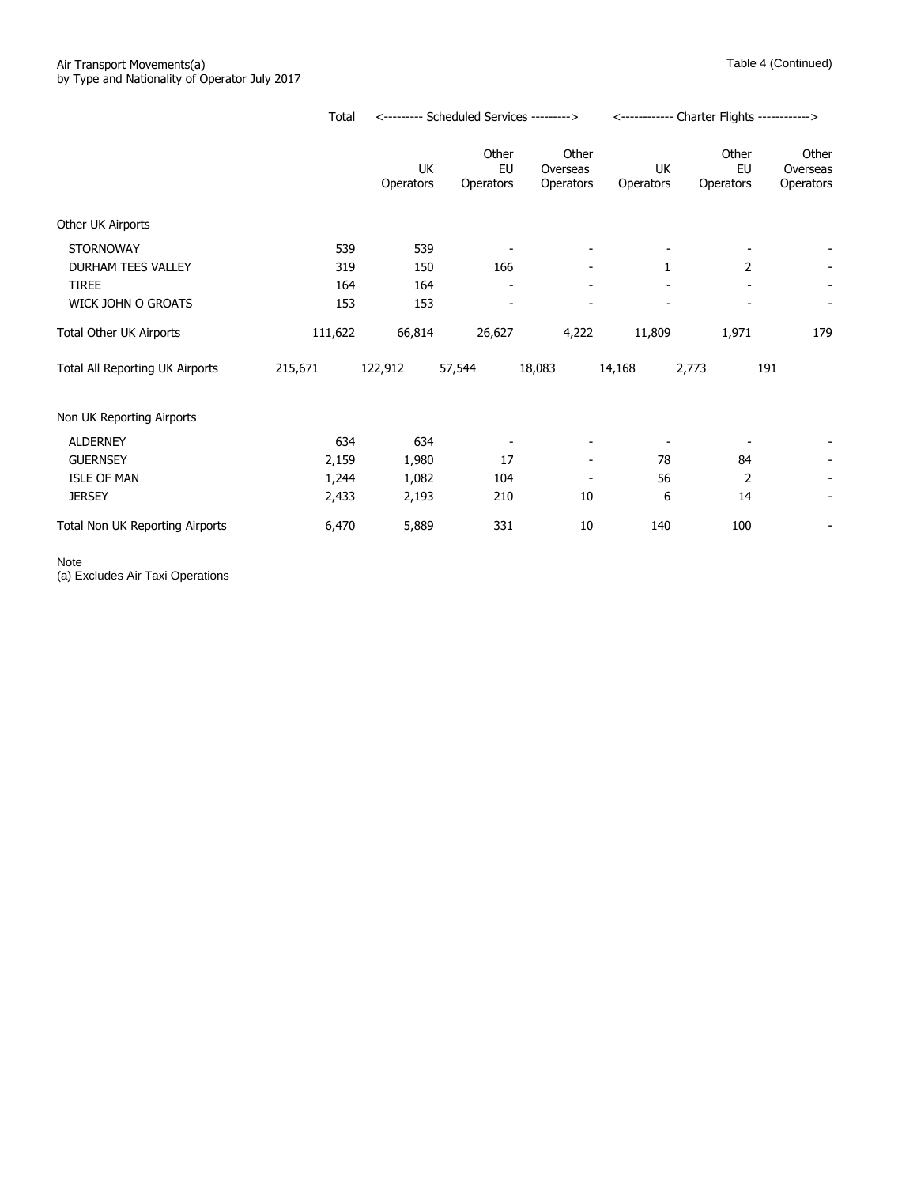Air Transport Movements(a)
by Type and Nationality of Operator July 2017

Table 4 (Continued)

| | Total | Scheduled Services | | | Charter Flights | | |
|---|---|---|---|---|---|---|---|
| | | UK Operators | Other EU Operators | Other Overseas Operators | UK Operators | Other EU Operators | Other Overseas Operators |
| Other UK Airports | | | | | | | |
| STORNOWAY | 539 | 539 | - | - | - | - | - |
| DURHAM TEES VALLEY | 319 | 150 | 166 | - | 1 | 2 | - |
| TIREE | 164 | 164 | - | - | - | - | - |
| WICK JOHN O GROATS | 153 | 153 | - | - | - | - | - |
| Total Other UK Airports | 111,622 | 66,814 | 26,627 | 4,222 | 11,809 | 1,971 | 179 |
| Total All Reporting UK Airports | 215,671 | 122,912 | 57,544 | 18,083 | 14,168 | 2,773 | 191 |
| Non UK Reporting Airports | | | | | | | |
| ALDERNEY | 634 | 634 | - | - | - | - | - |
| GUERNSEY | 2,159 | 1,980 | 17 | - | 78 | 84 | - |
| ISLE OF MAN | 1,244 | 1,082 | 104 | - | 56 | 2 | - |
| JERSEY | 2,433 | 2,193 | 210 | 10 | 6 | 14 | - |
| Total Non UK Reporting Airports | 6,470 | 5,889 | 331 | 10 | 140 | 100 | - |

Note
(a) Excludes Air Taxi Operations